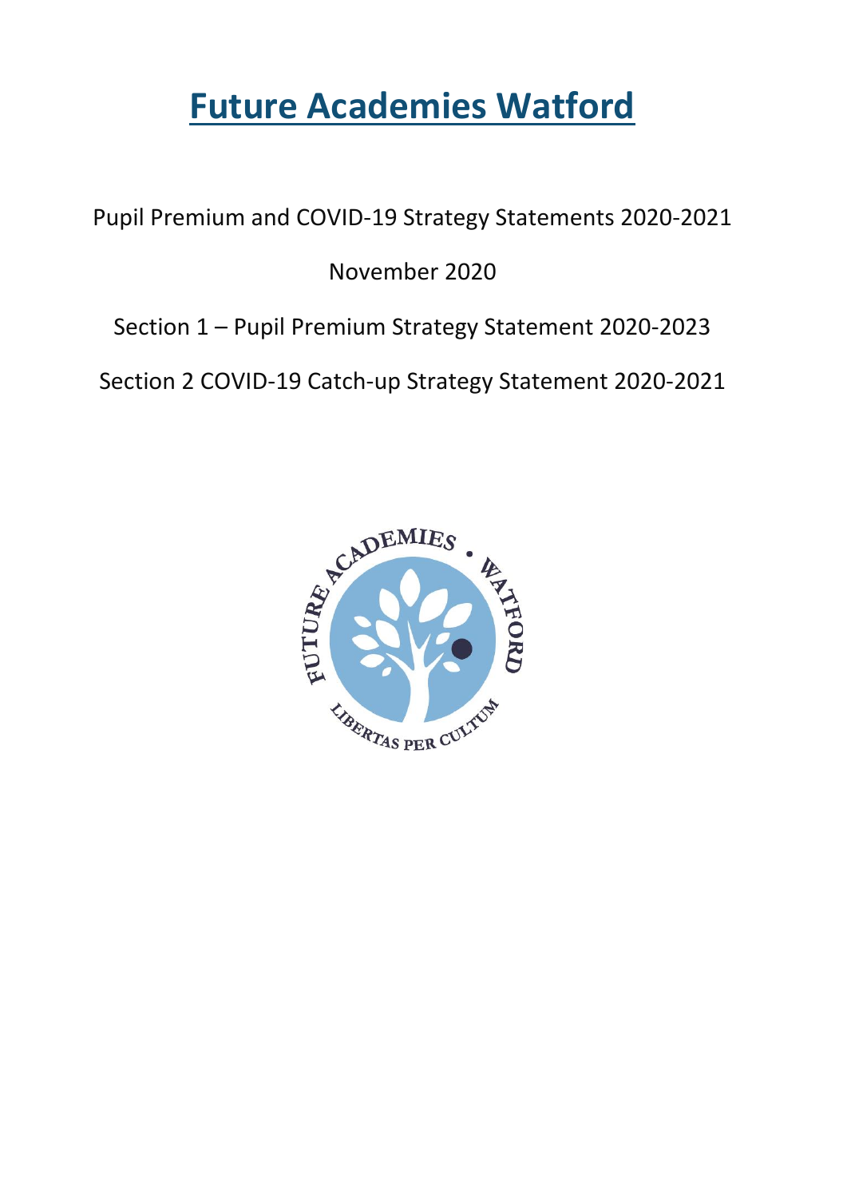# Future Academies Watford

Pupil Premium and COVID-19 Strategy Statements 2020-2021

November 2020

Section 1 – Pupil Premium Strategy Statement 2020-2023

Section 2 COVID-19 Catch-up Strategy Statement 2020-2021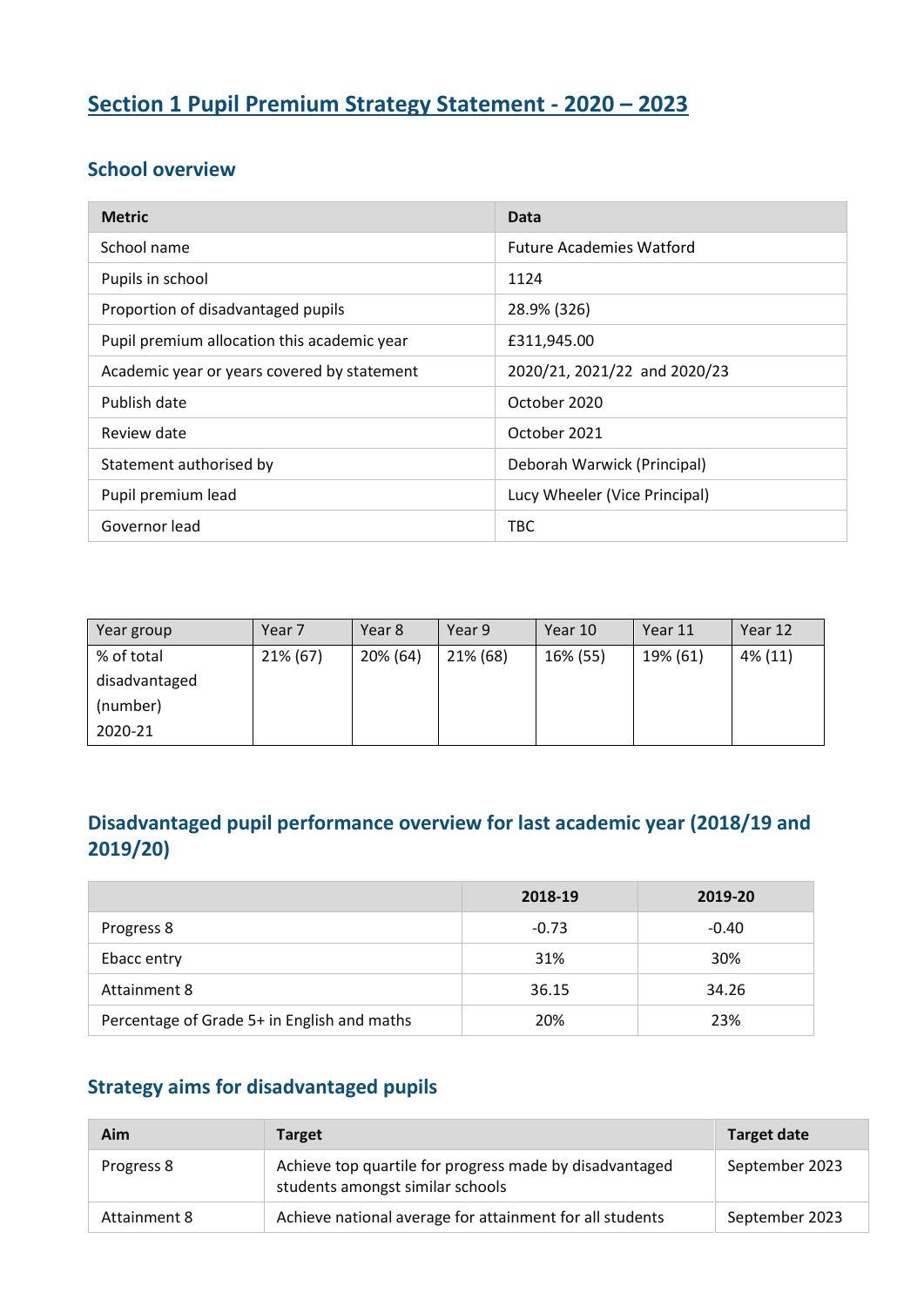# Section 1 Pupil Premium Strategy Statement - 2020 – 2023

## School overview

| Metric | Data |
|---|---|
| School name | Future Academies Watford |
| Pupils in school | 1124 |
| Proportion of disadvantaged pupils | 28.9% (326) |
| Pupil premium allocation this academic year | £311,945.00 |
| Academic year or years covered by statement | 2020/21, 2021/22  and 2020/23 |
| Publish date | October 2020 |
| Review date | October 2021 |
| Statement authorised by | Deborah Warwick (Principal) |
| Pupil premium lead | Lucy Wheeler (Vice Principal) |
| Governor lead | TBC |

| Year group | Year 7 | Year 8 | Year 9 | Year 10 | Year 11 | Year 12 |
|---|---|---|---|---|---|---|
| % of total disadvantaged (number) 2020-21 | 21% (67) | 20% (64) | 21% (68) | 16% (55) | 19% (61) | 4% (11) |

## Disadvantaged pupil performance overview for last academic year (2018/19 and 2019/20)

| | 2018-19 | 2019-20 |
|---|---|---|
| Progress 8 | -0.73 | -0.40 |
| Ebacc entry | 31% | 30% |
| Attainment 8 | 36.15 | 34.26 |
| Percentage of Grade 5+ in English and maths | 20% | 23% |

## Strategy aims for disadvantaged pupils

| Aim | Target | Target date |
|---|---|---|
| Progress 8 | Achieve top quartile for progress made by disadvantaged students amongst similar schools | September 2023 |
| Attainment 8 | Achieve national average for attainment for all students | September 2023 |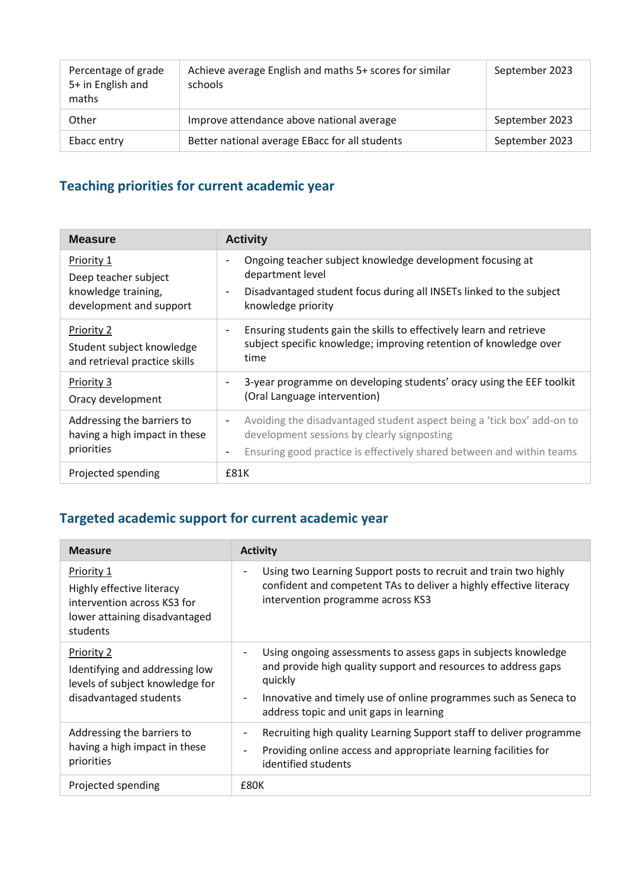| Percentage of grade 5+ in English and maths | Achieve average English and maths 5+ scores for similar schools | September 2023 |
|---|---|---|
| Other | Improve attendance above national average | September 2023 |
| Ebacc entry | Better national average EBacc for all students | September 2023 |

## Teaching priorities for current academic year

| Measure | Activity |
|---|---|
| Priority 1<br>Deep teacher subject knowledge training, development and support | - Ongoing teacher subject knowledge development focusing at department level<br>- Disadvantaged student focus during all INSETs linked to the subject knowledge priority |
| Priority 2<br>Student subject knowledge and retrieval practice skills | - Ensuring students gain the skills to effectively learn and retrieve subject specific knowledge; improving retention of knowledge over time |
| Priority 3<br>Oracy development | - 3-year programme on developing students' oracy using the EEF toolkit (Oral Language intervention) |
| Addressing the barriers to having a high impact in these priorities | - Avoiding the disadvantaged student aspect being a 'tick box' add-on to development sessions by clearly signposting<br>- Ensuring good practice is effectively shared between and within teams |
| Projected spending | £81K |

## Targeted academic support for current academic year

| Measure | Activity |
|---|---|
| Priority 1<br>Highly effective literacy intervention across KS3 for lower attaining disadvantaged students | - Using two Learning Support posts to recruit and train two highly confident and competent TAs to deliver a highly effective literacy intervention programme across KS3 |
| Priority 2<br>Identifying and addressing low levels of subject knowledge for disadvantaged students | - Using ongoing assessments to assess gaps in subjects knowledge and provide high quality support and resources to address gaps quickly<br>- Innovative and timely use of online programmes such as Seneca to address topic and unit gaps in learning |
| Addressing the barriers to having a high impact in these priorities | - Recruiting high quality Learning Support staff to deliver programme<br>- Providing online access and appropriate learning facilities for identified students |
| Projected spending | £80K |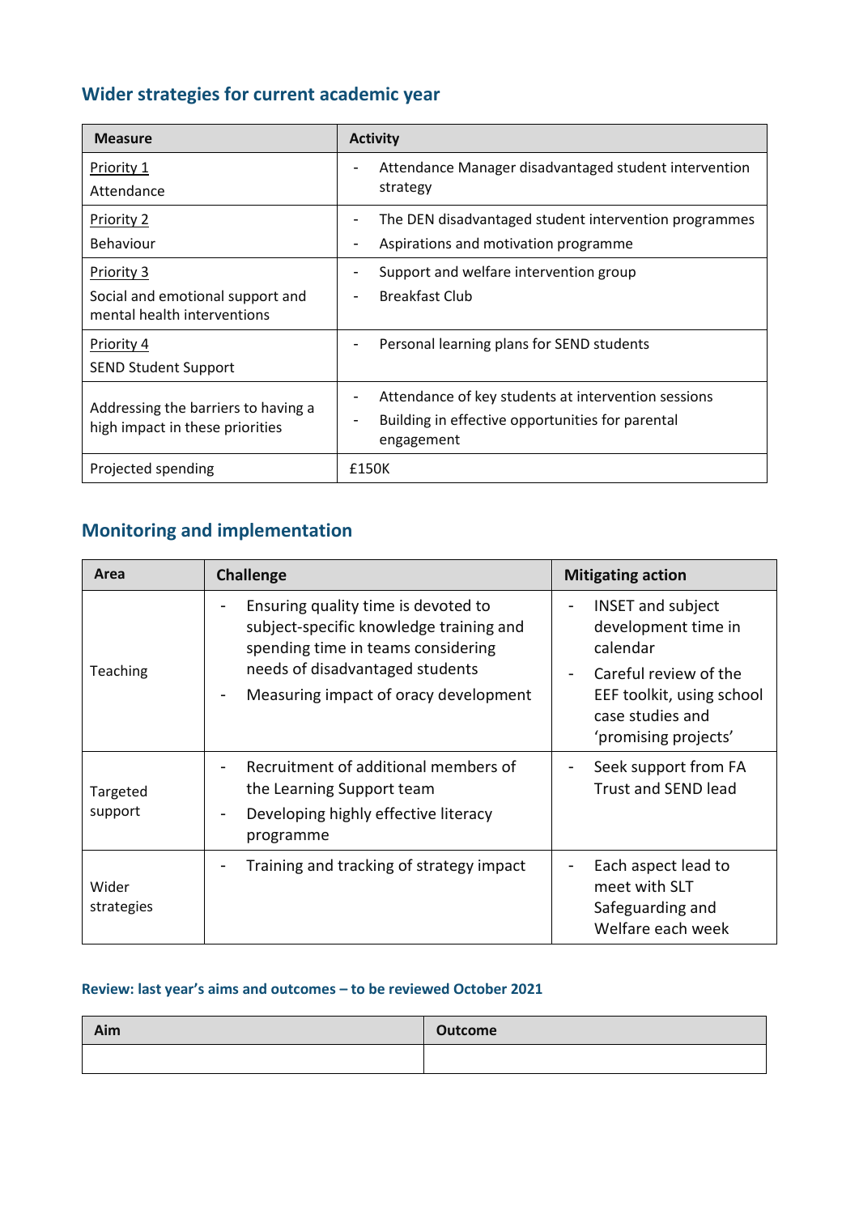## Wider strategies for current academic year

| Measure | Activity |
|---|---|
| Priority 1<br>Attendance | - Attendance Manager disadvantaged student intervention strategy |
| Priority 2<br>Behaviour | - The DEN disadvantaged student intervention programmes<br>- Aspirations and motivation programme |
| Priority 3<br>Social and emotional support and mental health interventions | - Support and welfare intervention group<br>- Breakfast Club |
| Priority 4<br>SEND Student Support | - Personal learning plans for SEND students |
| Addressing the barriers to having a high impact in these priorities | - Attendance of key students at intervention sessions<br>- Building in effective opportunities for parental engagement |
| Projected spending | £150K |

## Monitoring and implementation

| Area | Challenge | Mitigating action |
|---|---|---|
| Teaching | - Ensuring quality time is devoted to subject-specific knowledge training and spending time in teams considering needs of disadvantaged students<br>- Measuring impact of oracy development | - INSET and subject development time in calendar<br>- Careful review of the EEF toolkit, using school case studies and 'promising projects' |
| Targeted support | - Recruitment of additional members of the Learning Support team<br>- Developing highly effective literacy programme | - Seek support from FA Trust and SEND lead |
| Wider strategies | - Training and tracking of strategy impact | - Each aspect lead to meet with SLT Safeguarding and Welfare each week |

### Review: last year's aims and outcomes – to be reviewed October 2021

| Aim | Outcome |
|---|---|
| | |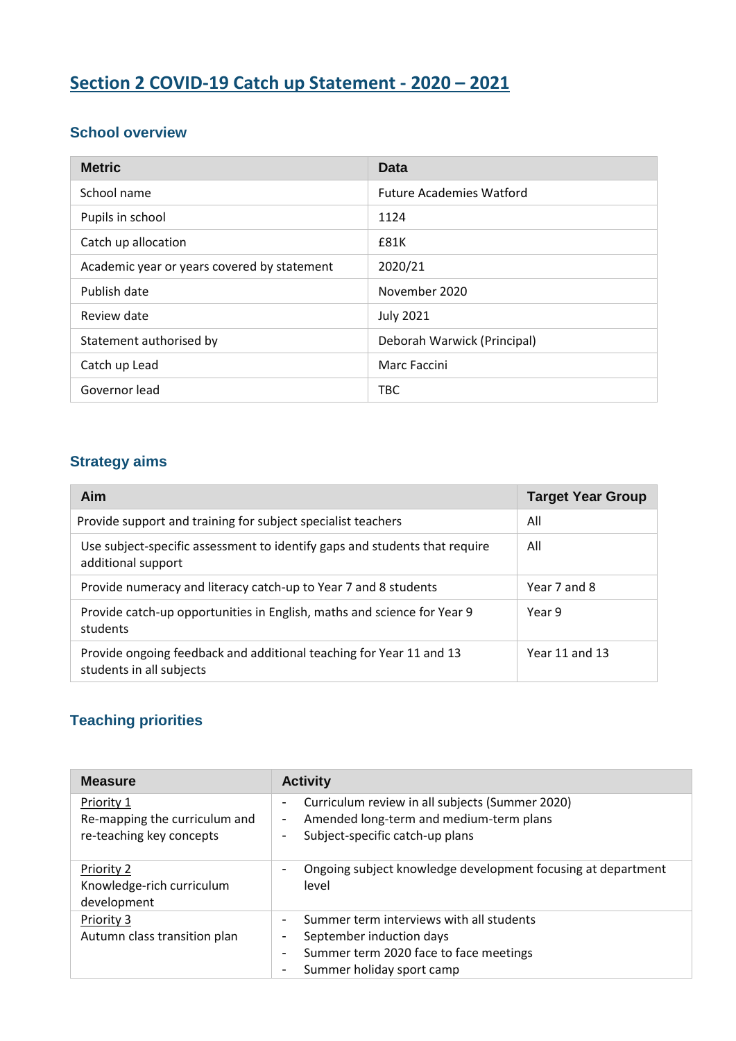# Section 2 COVID-19 Catch up Statement - 2020 – 2021

## School overview

| Metric | Data |
|---|---|
| School name | Future Academies Watford |
| Pupils in school | 1124 |
| Catch up allocation | £81K |
| Academic year or years covered by statement | 2020/21 |
| Publish date | November 2020 |
| Review date | July 2021 |
| Statement authorised by | Deborah Warwick (Principal) |
| Catch up Lead | Marc Faccini |
| Governor lead | TBC |

## Strategy aims

| Aim | Target Year Group |
|---|---|
| Provide support and training for subject specialist teachers | All |
| Use subject-specific assessment to identify gaps and students that require additional support | All |
| Provide numeracy and literacy catch-up to Year 7 and 8 students | Year 7 and 8 |
| Provide catch-up opportunities in English, maths and science for Year 9 students | Year 9 |
| Provide ongoing feedback and additional teaching for Year 11 and 13 students in all subjects | Year 11 and 13 |

## Teaching priorities

| Measure | Activity |
|---|---|
| Priority 1<br>Re-mapping the curriculum and re-teaching key concepts | - Curriculum review in all subjects (Summer 2020)<br>- Amended long-term and medium-term plans<br>- Subject-specific catch-up plans |
| Priority 2<br>Knowledge-rich curriculum development | - Ongoing subject knowledge development focusing at department level |
| Priority 3<br>Autumn class transition plan | - Summer term interviews with all students<br>- September induction days<br>- Summer term 2020 face to face meetings<br>- Summer holiday sport camp |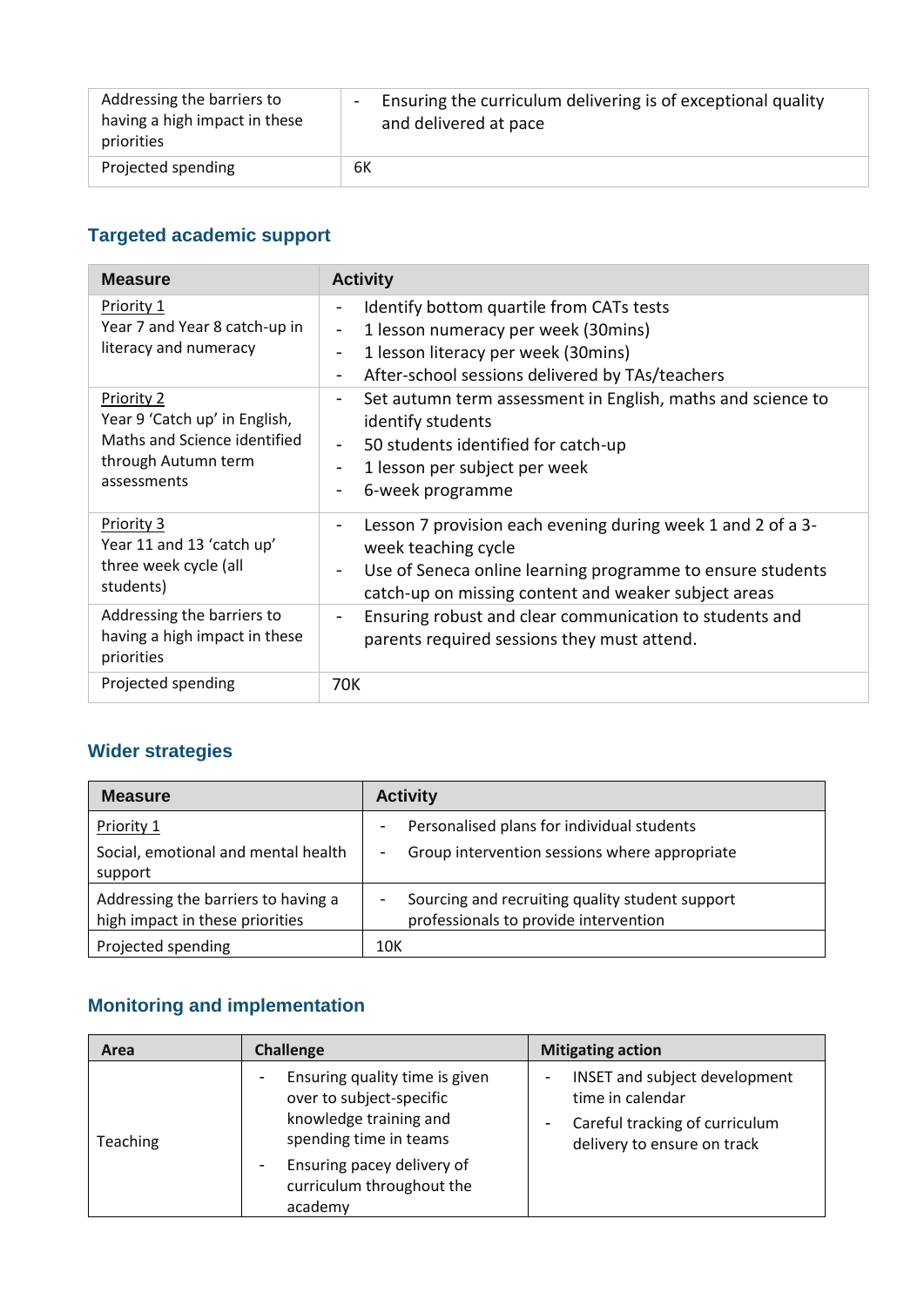| | |
|---|---|
| Addressing the barriers to having a high impact in these priorities | - Ensuring the curriculum delivering is of exceptional quality and delivered at pace |
| Projected spending | 6K |

## Targeted academic support

| Measure | Activity |
|---|---|
| Priority 1<br>Year 7 and Year 8 catch-up in literacy and numeracy | - Identify bottom quartile from CATs tests<br>- 1 lesson numeracy per week (30mins)<br>- 1 lesson literacy per week (30mins)<br>- After-school sessions delivered by TAs/teachers |
| Priority 2<br>Year 9 'Catch up' in English, Maths and Science identified through Autumn term assessments | - Set autumn term assessment in English, maths and science to identify students<br>- 50 students identified for catch-up<br>- 1 lesson per subject per week<br>- 6-week programme |
| Priority 3<br>Year 11 and 13 'catch up' three week cycle (all students) | - Lesson 7 provision each evening during week 1 and 2 of a 3-week teaching cycle<br>- Use of Seneca online learning programme to ensure students catch-up on missing content and weaker subject areas |
| Addressing the barriers to having a high impact in these priorities | - Ensuring robust and clear communication to students and parents required sessions they must attend. |
| Projected spending | 70K |

## Wider strategies

| Measure | Activity |
|---|---|
| Priority 1<br>Social, emotional and mental health support | - Personalised plans for individual students<br>- Group intervention sessions where appropriate |
| Addressing the barriers to having a high impact in these priorities | - Sourcing and recruiting quality student support professionals to provide intervention |
| Projected spending | 10K |

## Monitoring and implementation

| Area | Challenge | Mitigating action |
|---|---|---|
| Teaching | - Ensuring quality time is given over to subject-specific knowledge training and spending time in teams<br>- Ensuring pacey delivery of curriculum throughout the academy | - INSET and subject development time in calendar<br>- Careful tracking of curriculum delivery to ensure on track |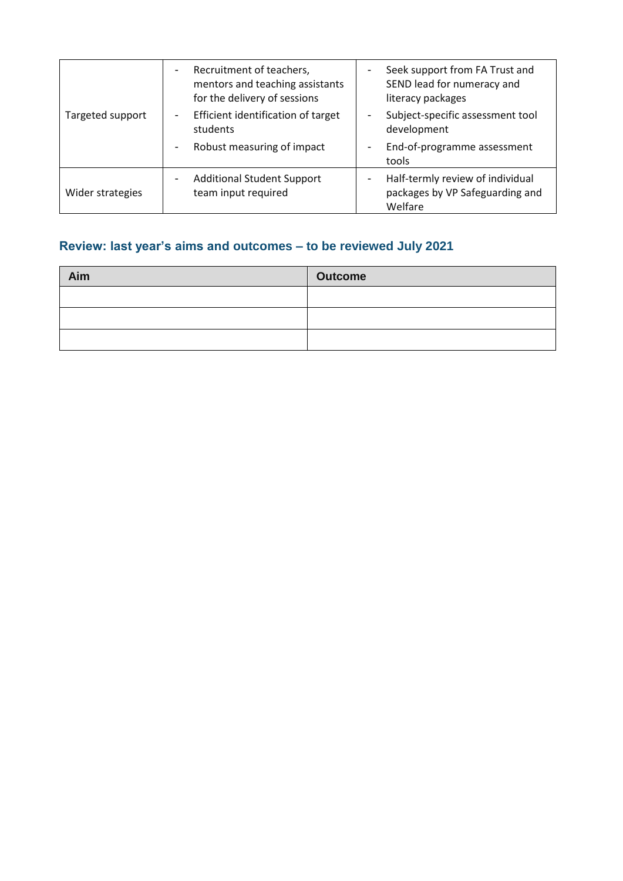| | | |
|---|---|---|
| Targeted support | - Recruitment of teachers, mentors and teaching assistants for the delivery of sessions<br>- Efficient identification of target students<br>- Robust measuring of impact | - Seek support from FA Trust and SEND lead for numeracy and literacy packages<br>- Subject-specific assessment tool development<br>- End-of-programme assessment tools |
| Wider strategies | - Additional Student Support team input required | - Half-termly review of individual packages by VP Safeguarding and Welfare |

## Review: last year's aims and outcomes – to be reviewed July 2021

| Aim | Outcome |
|---|---|
| | |
| | |
| | |